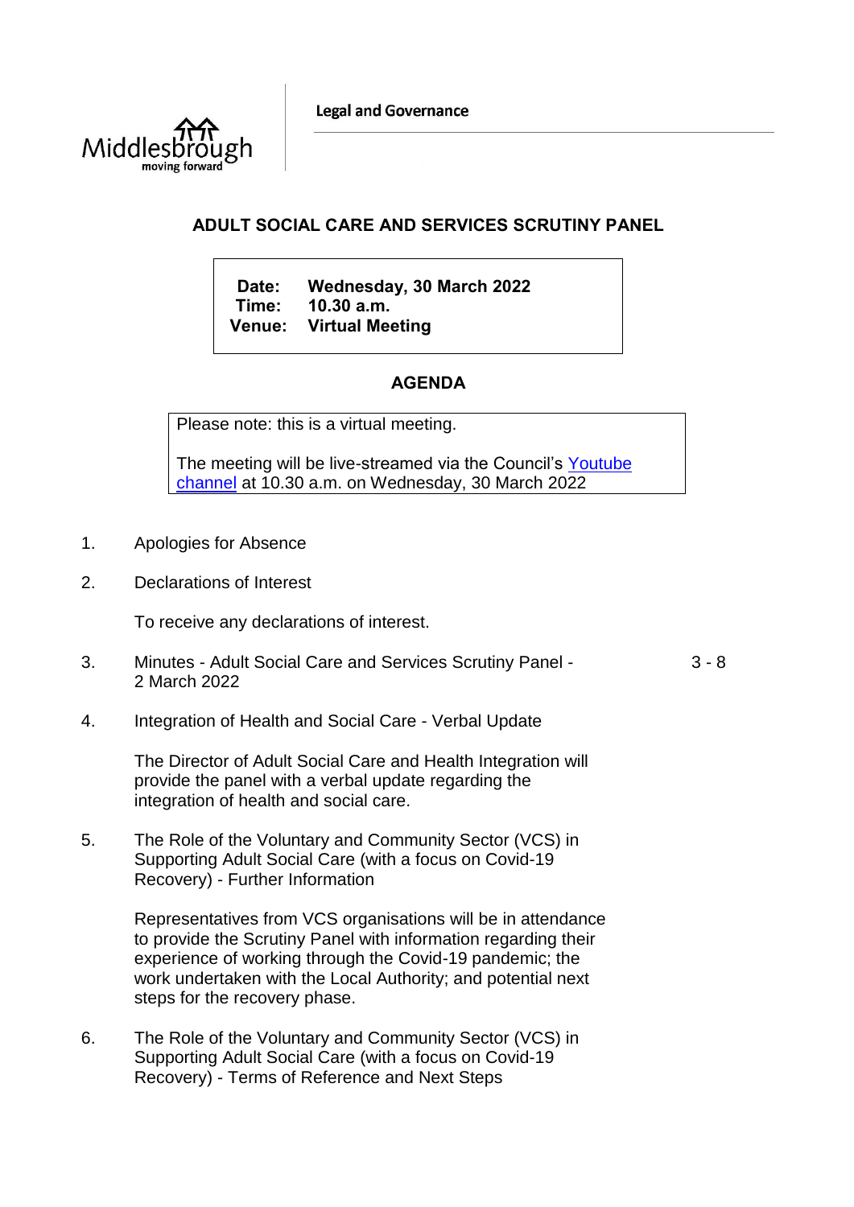Legal and Governance

# ADULT SOCIAL CARE AND SERVICES SCRUTINY PANEL

**Date:** Wednesday, 30 March 2022
**Time:** 10.30 a.m.
**Venue:** Virtual Meeting

## AGENDA

Please note: this is a virtual meeting.

The meeting will be live-streamed via the Council's Youtube channel at 10.30 a.m. on Wednesday, 30 March 2022

1. Apologies for Absence

2. Declarations of Interest

   To receive any declarations of interest.

3. Minutes - Adult Social Care and Services Scrutiny Panel - 2 March 2022 — 3 - 8

4. Integration of Health and Social Care - Verbal Update

   The Director of Adult Social Care and Health Integration will provide the panel with a verbal update regarding the integration of health and social care.

5. The Role of the Voluntary and Community Sector (VCS) in Supporting Adult Social Care (with a focus on Covid-19 Recovery) - Further Information

   Representatives from VCS organisations will be in attendance to provide the Scrutiny Panel with information regarding their experience of working through the Covid-19 pandemic; the work undertaken with the Local Authority; and potential next steps for the recovery phase.

6. The Role of the Voluntary and Community Sector (VCS) in Supporting Adult Social Care (with a focus on Covid-19 Recovery) - Terms of Reference and Next Steps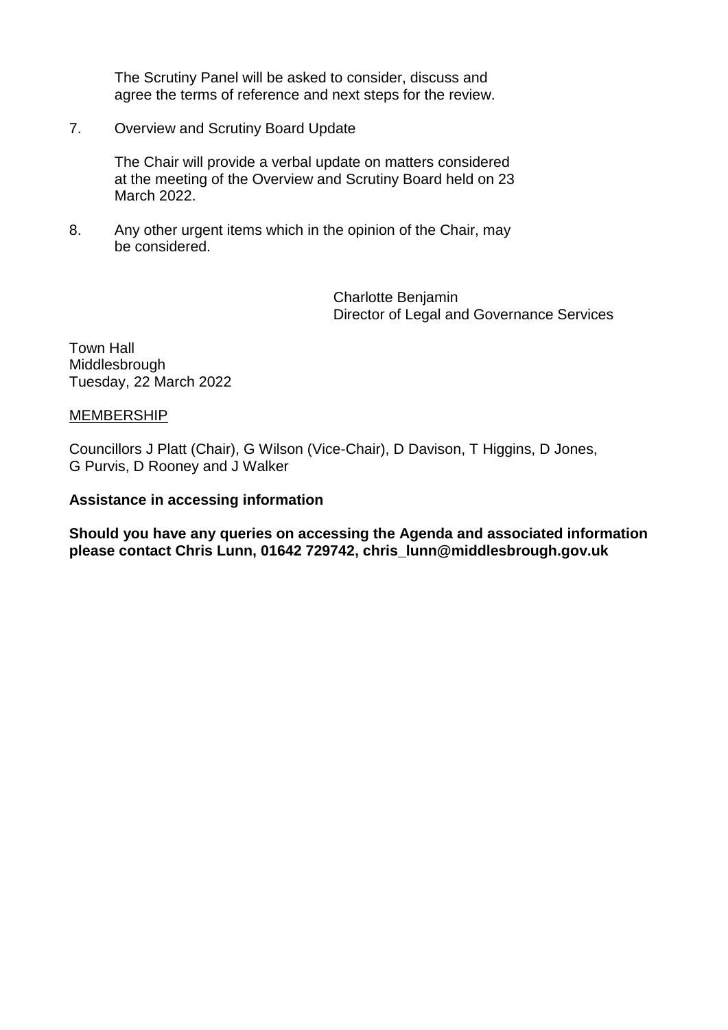The Scrutiny Panel will be asked to consider, discuss and agree the terms of reference and next steps for the review.

7. Overview and Scrutiny Board Update

   The Chair will provide a verbal update on matters considered at the meeting of the Overview and Scrutiny Board held on 23 March 2022.

8. Any other urgent items which in the opinion of the Chair, may be considered.

Charlotte Benjamin
Director of Legal and Governance Services

Town Hall
Middlesbrough
Tuesday, 22 March 2022

<u>MEMBERSHIP</u>

Councillors J Platt (Chair), G Wilson (Vice-Chair), D Davison, T Higgins, D Jones, G Purvis, D Rooney and J Walker

**Assistance in accessing information**

**Should you have any queries on accessing the Agenda and associated information please contact Chris Lunn, 01642 729742, chris_lunn@middlesbrough.gov.uk**